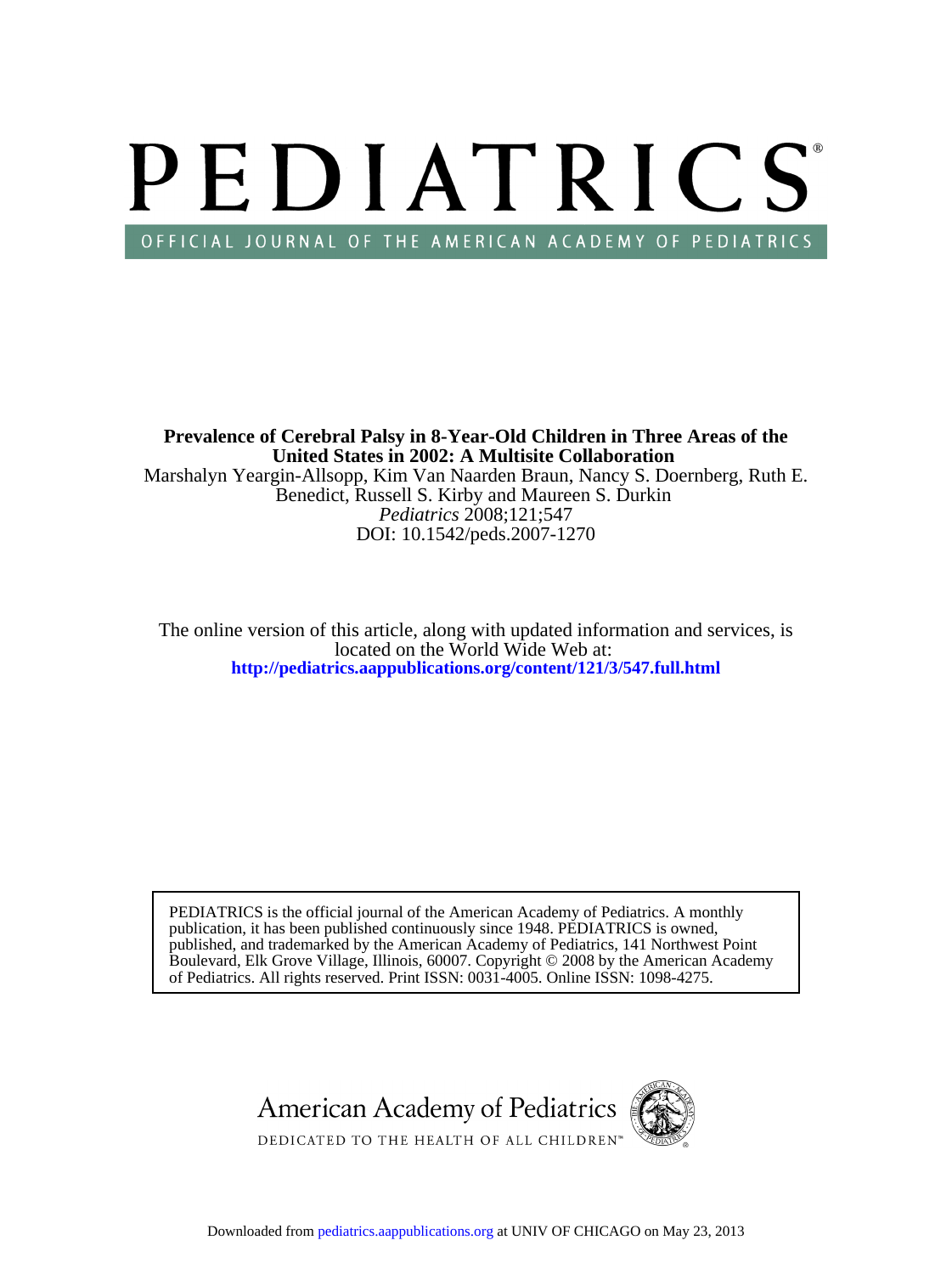# PEDIATRICS

OFFICIAL JOURNAL OF THE AMERICAN ACADEMY OF PEDIATRICS

**Prevalence of Cerebral Palsy in 8-Year-Old Children in Three Areas of the United States in 2002: A Multisite Collaboration**

Marshalyn Yeargin-Allsopp, Kim Van Naarden Braun, Nancy S. Doernberg, Ruth E. Benedict, Russell S. Kirby and Maureen S. Durkin

*Pediatrics* 2008;121;547

DOI: 10.1542/peds.2007-1270

The online version of this article, along with updated information and services, is located on the World Wide Web at:

**http://pediatrics.aappublications.org/content/121/3/547.full.html**

PEDIATRICS is the official journal of the American Academy of Pediatrics. A monthly publication, it has been published continuously since 1948. PEDIATRICS is owned, published, and trademarked by the American Academy of Pediatrics, 141 Northwest Point Boulevard, Elk Grove Village, Illinois, 60007. Copyright © 2008 by the American Academy of Pediatrics. All rights reserved. Print ISSN: 0031-4005. Online ISSN: 1098-4275.

American Academy of Pediatrics

DEDICATED TO THE HEALTH OF ALL CHILDREN™

Downloaded from pediatrics.aappublications.org at UNIV OF CHICAGO on May 23, 2013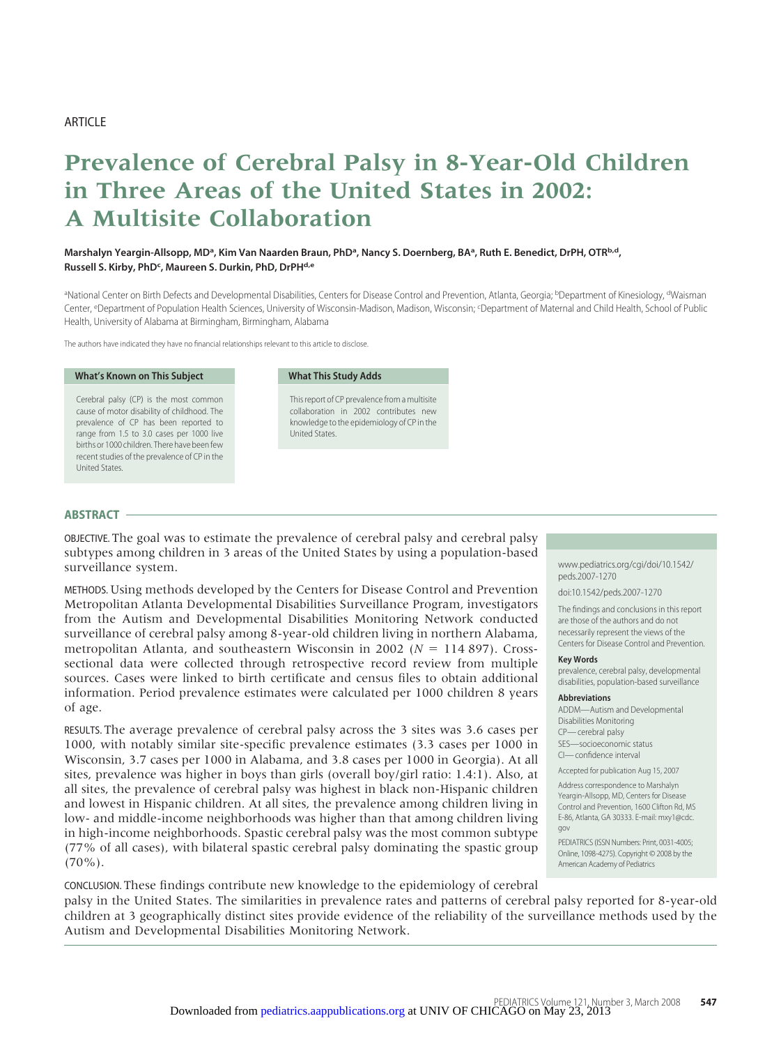ARTICLE

# Prevalence of Cerebral Palsy in 8-Year-Old Children in Three Areas of the United States in 2002: A Multisite Collaboration

**Marshalyn Yeargin-Allsopp, MD[a], Kim Van Naarden Braun, PhD[a], Nancy S. Doernberg, BA[a], Ruth E. Benedict, DrPH, OTR[b,d], Russell S. Kirby, PhD[c], Maureen S. Durkin, PhD, DrPH[d,e]**

[a]National Center on Birth Defects and Developmental Disabilities, Centers for Disease Control and Prevention, Atlanta, Georgia; [b]Department of Kinesiology, [d]Waisman Center, [e]Department of Population Health Sciences, University of Wisconsin-Madison, Madison, Wisconsin; [c]Department of Maternal and Child Health, School of Public Health, University of Alabama at Birmingham, Birmingham, Alabama

The authors have indicated they have no financial relationships relevant to this article to disclose.

**What's Known on This Subject**

Cerebral palsy (CP) is the most common cause of motor disability of childhood. The prevalence of CP has been reported to range from 1.5 to 3.0 cases per 1000 live births or 1000 children. There have been few recent studies of the prevalence of CP in the United States.

**What This Study Adds**

This report of CP prevalence from a multisite collaboration in 2002 contributes new knowledge to the epidemiology of CP in the United States.

## ABSTRACT

OBJECTIVE. The goal was to estimate the prevalence of cerebral palsy and cerebral palsy subtypes among children in 3 areas of the United States by using a population-based surveillance system.

METHODS. Using methods developed by the Centers for Disease Control and Prevention Metropolitan Atlanta Developmental Disabilities Surveillance Program, investigators from the Autism and Developmental Disabilities Monitoring Network conducted surveillance of cerebral palsy among 8-year-old children living in northern Alabama, metropolitan Atlanta, and southeastern Wisconsin in 2002 ($N = 114\,897$). Cross-sectional data were collected through retrospective record review from multiple sources. Cases were linked to birth certificate and census files to obtain additional information. Period prevalence estimates were calculated per 1000 children 8 years of age.

RESULTS. The average prevalence of cerebral palsy across the 3 sites was 3.6 cases per 1000, with notably similar site-specific prevalence estimates (3.3 cases per 1000 in Wisconsin, 3.7 cases per 1000 in Alabama, and 3.8 cases per 1000 in Georgia). At all sites, prevalence was higher in boys than girls (overall boy/girl ratio: 1.4:1). Also, at all sites, the prevalence of cerebral palsy was highest in black non-Hispanic children and lowest in Hispanic children. At all sites, the prevalence among children living in low- and middle-income neighborhoods was higher than that among children living in high-income neighborhoods. Spastic cerebral palsy was the most common subtype (77% of all cases), with bilateral spastic cerebral palsy dominating the spastic group (70%).

CONCLUSION. These findings contribute new knowledge to the epidemiology of cerebral palsy in the United States. The similarities in prevalence rates and patterns of cerebral palsy reported for 8-year-old children at 3 geographically distinct sites provide evidence of the reliability of the surveillance methods used by the Autism and Developmental Disabilities Monitoring Network.

www.pediatrics.org/cgi/doi/10.1542/peds.2007-1270

doi:10.1542/peds.2007-1270

The findings and conclusions in this report are those of the authors and do not necessarily represent the views of the Centers for Disease Control and Prevention.

**Key Words**

prevalence, cerebral palsy, developmental disabilities, population-based surveillance

**Abbreviations**

ADDM—Autism and Developmental Disabilities Monitoring
CP—cerebral palsy
SES—socioeconomic status
CI—confidence interval

Accepted for publication Aug 15, 2007

Address correspondence to Marshalyn Yeargin-Allsopp, MD, Centers for Disease Control and Prevention, 1600 Clifton Rd, MS E-86, Atlanta, GA 30333. E-mail: mxy1@cdc.gov

PEDIATRICS (ISSN Numbers: Print, 0031-4005; Online, 1098-4275). Copyright © 2008 by the American Academy of Pediatrics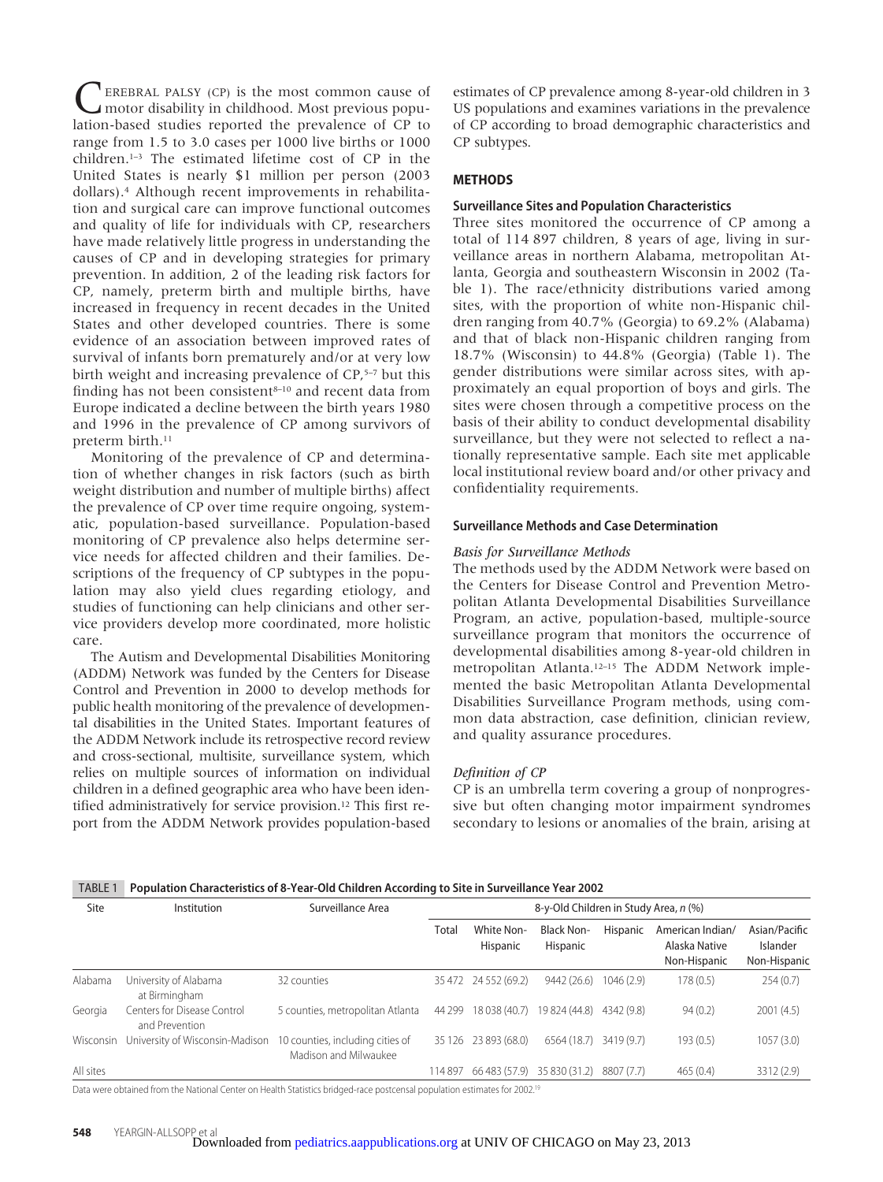CEREBRAL PALSY (CP) is the most common cause of motor disability in childhood. Most previous population-based studies reported the prevalence of CP to range from 1.5 to 3.0 cases per 1000 live births or 1000 children.[1–3] The estimated lifetime cost of CP in the United States is nearly $1 million per person (2003 dollars).[4] Although recent improvements in rehabilitation and surgical care can improve functional outcomes and quality of life for individuals with CP, researchers have made relatively little progress in understanding the causes of CP and in developing strategies for primary prevention. In addition, 2 of the leading risk factors for CP, namely, preterm birth and multiple births, have increased in frequency in recent decades in the United States and other developed countries. There is some evidence of an association between improved rates of survival of infants born prematurely and/or at very low birth weight and increasing prevalence of CP,[5–7] but this finding has not been consistent[8–10] and recent data from Europe indicated a decline between the birth years 1980 and 1996 in the prevalence of CP among survivors of preterm birth.[11]

Monitoring of the prevalence of CP and determination of whether changes in risk factors (such as birth weight distribution and number of multiple births) affect the prevalence of CP over time require ongoing, systematic, population-based surveillance. Population-based monitoring of CP prevalence also helps determine service needs for affected children and their families. Descriptions of the frequency of CP subtypes in the population may also yield clues regarding etiology, and studies of functioning can help clinicians and other service providers develop more coordinated, more holistic care.

The Autism and Developmental Disabilities Monitoring (ADDM) Network was funded by the Centers for Disease Control and Prevention in 2000 to develop methods for public health monitoring of the prevalence of developmental disabilities in the United States. Important features of the ADDM Network include its retrospective record review and cross-sectional, multisite, surveillance system, which relies on multiple sources of information on individual children in a defined geographic area who have been identified administratively for service provision.[12] This first report from the ADDM Network provides population-based estimates of CP prevalence among 8-year-old children in 3 US populations and examines variations in the prevalence of CP according to broad demographic characteristics and CP subtypes.

## METHODS

### Surveillance Sites and Population Characteristics

Three sites monitored the occurrence of CP among a total of 114 897 children, 8 years of age, living in surveillance areas in northern Alabama, metropolitan Atlanta, Georgia and southeastern Wisconsin in 2002 (Table 1). The race/ethnicity distributions varied among sites, with the proportion of white non-Hispanic children ranging from 40.7% (Georgia) to 69.2% (Alabama) and that of black non-Hispanic children ranging from 18.7% (Wisconsin) to 44.8% (Georgia) (Table 1). The gender distributions were similar across sites, with approximately an equal proportion of boys and girls. The sites were chosen through a competitive process on the basis of their ability to conduct developmental disability surveillance, but they were not selected to reflect a nationally representative sample. Each site met applicable local institutional review board and/or other privacy and confidentiality requirements.

### Surveillance Methods and Case Determination

*Basis for Surveillance Methods*

The methods used by the ADDM Network were based on the Centers for Disease Control and Prevention Metropolitan Atlanta Developmental Disabilities Surveillance Program, an active, population-based, multiple-source surveillance program that monitors the occurrence of developmental disabilities among 8-year-old children in metropolitan Atlanta.[12–15] The ADDM Network implemented the basic Metropolitan Atlanta Developmental Disabilities Surveillance Program methods, using common data abstraction, case definition, clinician review, and quality assurance procedures.

*Definition of CP*

CP is an umbrella term covering a group of nonprogressive but often changing motor impairment syndromes secondary to lesions or anomalies of the brain, arising at

TABLE 1 Population Characteristics of 8-Year-Old Children According to Site in Surveillance Year 2002

| Site | Institution | Surveillance Area | 8-y-Old Children in Study Area, n (%) | | | | | |
|---|---|---|---|---|---|---|---|---|
| | | | Total | White Non-Hispanic | Black Non-Hispanic | Hispanic | American Indian/ Alaska Native Non-Hispanic | Asian/Pacific Islander Non-Hispanic |
| Alabama | University of Alabama at Birmingham | 32 counties | 35 472 | 24 552 (69.2) | 9442 (26.6) | 1046 (2.9) | 178 (0.5) | 254 (0.7) |
| Georgia | Centers for Disease Control and Prevention | 5 counties, metropolitan Atlanta | 44 299 | 18 038 (40.7) | 19 824 (44.8) | 4342 (9.8) | 94 (0.2) | 2001 (4.5) |
| Wisconsin | University of Wisconsin-Madison | 10 counties, including cities of Madison and Milwaukee | 35 126 | 23 893 (68.0) | 6564 (18.7) | 3419 (9.7) | 193 (0.5) | 1057 (3.0) |
| All sites | | | 114 897 | 66 483 (57.9) | 35 830 (31.2) | 8807 (7.7) | 465 (0.4) | 3312 (2.9) |

Data were obtained from the National Center on Health Statistics bridged-race postcensal population estimates for 2002.[19]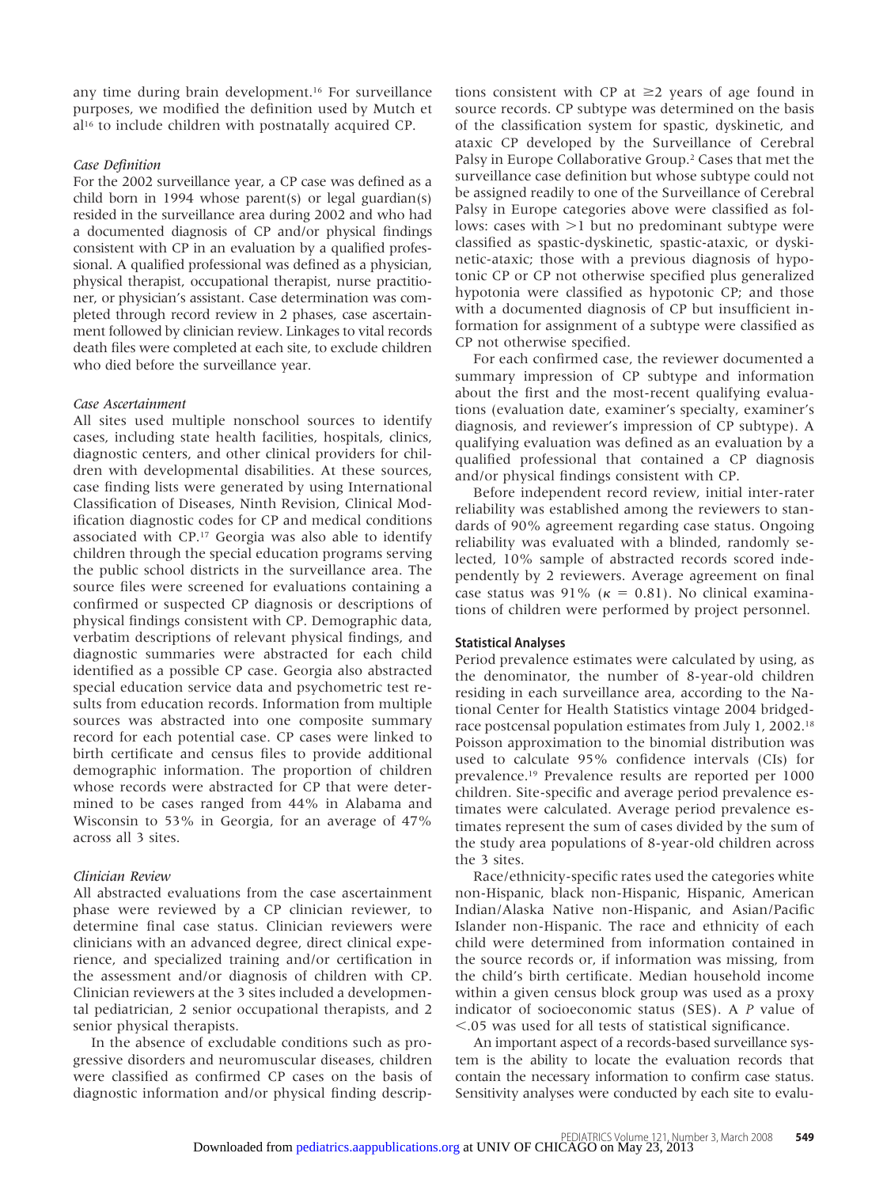any time during brain development.[16] For surveillance purposes, we modified the definition used by Mutch et al[16] to include children with postnatally acquired CP.

### *Case Definition*

For the 2002 surveillance year, a CP case was defined as a child born in 1994 whose parent(s) or legal guardian(s) resided in the surveillance area during 2002 and who had a documented diagnosis of CP and/or physical findings consistent with CP in an evaluation by a qualified professional. A qualified professional was defined as a physician, physical therapist, occupational therapist, nurse practitioner, or physician's assistant. Case determination was completed through record review in 2 phases, case ascertainment followed by clinician review. Linkages to vital records death files were completed at each site, to exclude children who died before the surveillance year.

### *Case Ascertainment*

All sites used multiple nonschool sources to identify cases, including state health facilities, hospitals, clinics, diagnostic centers, and other clinical providers for children with developmental disabilities. At these sources, case finding lists were generated by using International Classification of Diseases, Ninth Revision, Clinical Modification diagnostic codes for CP and medical conditions associated with CP.[17] Georgia was also able to identify children through the special education programs serving the public school districts in the surveillance area. The source files were screened for evaluations containing a confirmed or suspected CP diagnosis or descriptions of physical findings consistent with CP. Demographic data, verbatim descriptions of relevant physical findings, and diagnostic summaries were abstracted for each child identified as a possible CP case. Georgia also abstracted special education service data and psychometric test results from education records. Information from multiple sources was abstracted into one composite summary record for each potential case. CP cases were linked to birth certificate and census files to provide additional demographic information. The proportion of children whose records were abstracted for CP that were determined to be cases ranged from 44% in Alabama and Wisconsin to 53% in Georgia, for an average of 47% across all 3 sites.

### *Clinician Review*

All abstracted evaluations from the case ascertainment phase were reviewed by a CP clinician reviewer, to determine final case status. Clinician reviewers were clinicians with an advanced degree, direct clinical experience, and specialized training and/or certification in the assessment and/or diagnosis of children with CP. Clinician reviewers at the 3 sites included a developmental pediatrician, 2 senior occupational therapists, and 2 senior physical therapists.

In the absence of excludable conditions such as progressive disorders and neuromuscular diseases, children were classified as confirmed CP cases on the basis of diagnostic information and/or physical finding descriptions consistent with CP at $\geq$2 years of age found in source records. CP subtype was determined on the basis of the classification system for spastic, dyskinetic, and ataxic CP developed by the Surveillance of Cerebral Palsy in Europe Collaborative Group.[2] Cases that met the surveillance case definition but whose subtype could not be assigned readily to one of the Surveillance of Cerebral Palsy in Europe categories above were classified as follows: cases with $>$1 but no predominant subtype were classified as spastic-dyskinetic, spastic-ataxic, or dyskinetic-ataxic; those with a previous diagnosis of hypotonic CP or CP not otherwise specified plus generalized hypotonia were classified as hypotonic CP; and those with a documented diagnosis of CP but insufficient information for assignment of a subtype were classified as CP not otherwise specified.

For each confirmed case, the reviewer documented a summary impression of CP subtype and information about the first and the most-recent qualifying evaluations (evaluation date, examiner's specialty, examiner's diagnosis, and reviewer's impression of CP subtype). A qualifying evaluation was defined as an evaluation by a qualified professional that contained a CP diagnosis and/or physical findings consistent with CP.

Before independent record review, initial inter-rater reliability was established among the reviewers to standards of 90% agreement regarding case status. Ongoing reliability was evaluated with a blinded, randomly selected, 10% sample of abstracted records scored independently by 2 reviewers. Average agreement on final case status was 91% ($\kappa = 0.81$). No clinical examinations of children were performed by project personnel.

## Statistical Analyses

Period prevalence estimates were calculated by using, as the denominator, the number of 8-year-old children residing in each surveillance area, according to the National Center for Health Statistics vintage 2004 bridged-race postcensal population estimates from July 1, 2002.[18] Poisson approximation to the binomial distribution was used to calculate 95% confidence intervals (CIs) for prevalence.[19] Prevalence results are reported per 1000 children. Site-specific and average period prevalence estimates were calculated. Average period prevalence estimates represent the sum of cases divided by the sum of the study area populations of 8-year-old children across the 3 sites.

Race/ethnicity-specific rates used the categories white non-Hispanic, black non-Hispanic, Hispanic, American Indian/Alaska Native non-Hispanic, and Asian/Pacific Islander non-Hispanic. The race and ethnicity of each child were determined from information contained in the source records or, if information was missing, from the child's birth certificate. Median household income within a given census block group was used as a proxy indicator of socioeconomic status (SES). A $P$ value of $<.05$ was used for all tests of statistical significance.

An important aspect of a records-based surveillance system is the ability to locate the evaluation records that contain the necessary information to confirm case status. Sensitivity analyses were conducted by each site to evalu-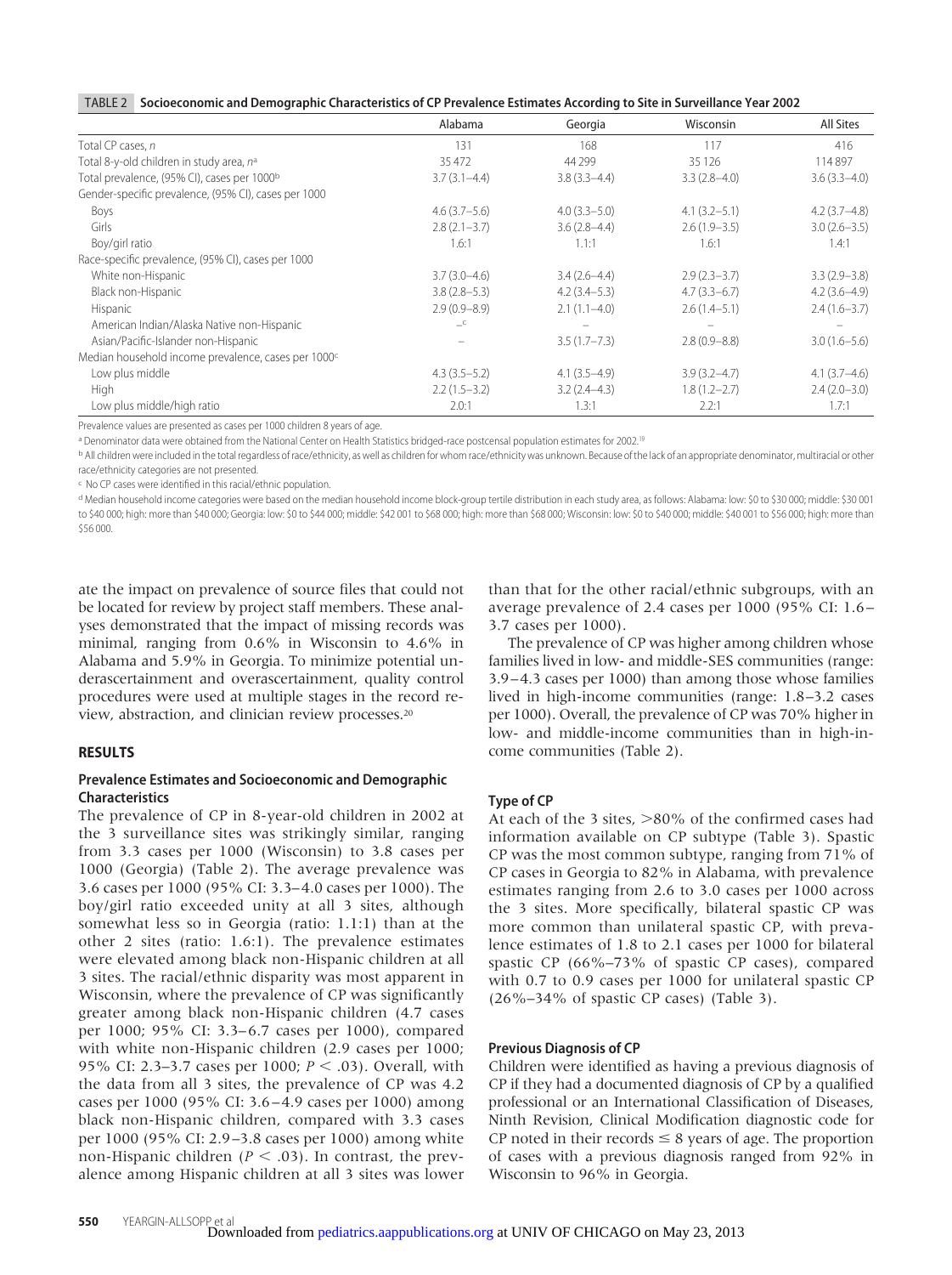**TABLE 2 Socioeconomic and Demographic Characteristics of CP Prevalence Estimates According to Site in Surveillance Year 2002**

| | Alabama | Georgia | Wisconsin | All Sites |
|---|---|---|---|---|
| Total CP cases, *n* | 131 | 168 | 117 | 416 |
| Total 8-y-old children in study area, *n*[a] | 35 472 | 44 299 | 35 126 | 114 897 |
| Total prevalence, (95% CI), cases per 1000[b] | 3.7 (3.1–4.4) | 3.8 (3.3–4.4) | 3.3 (2.8–4.0) | 3.6 (3.3–4.0) |
| Gender-specific prevalence, (95% CI), cases per 1000 | | | | |
| Boys | 4.6 (3.7–5.6) | 4.0 (3.3–5.0) | 4.1 (3.2–5.1) | 4.2 (3.7–4.8) |
| Girls | 2.8 (2.1–3.7) | 3.6 (2.8–4.4) | 2.6 (1.9–3.5) | 3.0 (2.6–3.5) |
| Boy/girl ratio | 1.6:1 | 1.1:1 | 1.6:1 | 1.4:1 |
| Race-specific prevalence, (95% CI), cases per 1000 | | | | |
| White non-Hispanic | 3.7 (3.0–4.6) | 3.4 (2.6–4.4) | 2.9 (2.3–3.7) | 3.3 (2.9–3.8) |
| Black non-Hispanic | 3.8 (2.8–5.3) | 4.2 (3.4–5.3) | 4.7 (3.3–6.7) | 4.2 (3.6–4.9) |
| Hispanic | 2.9 (0.9–8.9) | 2.1 (1.1–4.0) | 2.6 (1.4–5.1) | 2.4 (1.6–3.7) |
| American Indian/Alaska Native non-Hispanic | –[c] | – | – | – |
| Asian/Pacific-Islander non-Hispanic | – | 3.5 (1.7–7.3) | 2.8 (0.9–8.8) | 3.0 (1.6–5.6) |
| Median household income prevalence, cases per 1000[c] | | | | |
| Low plus middle | 4.3 (3.5–5.2) | 4.1 (3.5–4.9) | 3.9 (3.2–4.7) | 4.1 (3.7–4.6) |
| High | 2.2 (1.5–3.2) | 3.2 (2.4–4.3) | 1.8 (1.2–2.7) | 2.4 (2.0–3.0) |
| Low plus middle/high ratio | 2.0:1 | 1.3:1 | 2.2:1 | 1.7:1 |

Prevalence values are presented as cases per 1000 children 8 years of age.

[a] Denominator data were obtained from the National Center on Health Statistics bridged-race postcensal population estimates for 2002.[19]

[b] All children were included in the total regardless of race/ethnicity, as well as children for whom race/ethnicity was unknown. Because of the lack of an appropriate denominator, multiracial or other race/ethnicity categories are not presented.

[c] No CP cases were identified in this racial/ethnic population.

[d] Median household income categories were based on the median household income block-group tertile distribution in each study area, as follows: Alabama: low: \$0 to \$30 000; middle: \$30 001 to \$40 000; high: more than \$40 000; Georgia: low: \$0 to \$44 000; middle: \$42 001 to \$68 000; high: more than \$68 000; Wisconsin: low: \$0 to \$40 000; middle: \$40 001 to \$56 000; high: more than \$56 000.

ate the impact on prevalence of source files that could not be located for review by project staff members. These analyses demonstrated that the impact of missing records was minimal, ranging from 0.6% in Wisconsin to 4.6% in Alabama and 5.9% in Georgia. To minimize potential underascertainment and overascertainment, quality control procedures were used at multiple stages in the record review, abstraction, and clinician review processes.[20]

## RESULTS

### Prevalence Estimates and Socioeconomic and Demographic Characteristics

The prevalence of CP in 8-year-old children in 2002 at the 3 surveillance sites was strikingly similar, ranging from 3.3 cases per 1000 (Wisconsin) to 3.8 cases per 1000 (Georgia) (Table 2). The average prevalence was 3.6 cases per 1000 (95% CI: 3.3–4.0 cases per 1000). The boy/girl ratio exceeded unity at all 3 sites, although somewhat less so in Georgia (ratio: 1.1:1) than at the other 2 sites (ratio: 1.6:1). The prevalence estimates were elevated among black non-Hispanic children at all 3 sites. The racial/ethnic disparity was most apparent in Wisconsin, where the prevalence of CP was significantly greater among black non-Hispanic children (4.7 cases per 1000; 95% CI: 3.3–6.7 cases per 1000), compared with white non-Hispanic children (2.9 cases per 1000; 95% CI: 2.3–3.7 cases per 1000; $P < .03$). Overall, with the data from all 3 sites, the prevalence of CP was 4.2 cases per 1000 (95% CI: 3.6–4.9 cases per 1000) among black non-Hispanic children, compared with 3.3 cases per 1000 (95% CI: 2.9–3.8 cases per 1000) among white non-Hispanic children ($P < .03$). In contrast, the prevalence among Hispanic children at all 3 sites was lower than that for the other racial/ethnic subgroups, with an average prevalence of 2.4 cases per 1000 (95% CI: 1.6–3.7 cases per 1000).

The prevalence of CP was higher among children whose families lived in low- and middle-SES communities (range: 3.9–4.3 cases per 1000) than among those whose families lived in high-income communities (range: 1.8–3.2 cases per 1000). Overall, the prevalence of CP was 70% higher in low- and middle-income communities than in high-income communities (Table 2).

### Type of CP

At each of the 3 sites, >80% of the confirmed cases had information available on CP subtype (Table 3). Spastic CP was the most common subtype, ranging from 71% of CP cases in Georgia to 82% in Alabama, with prevalence estimates ranging from 2.6 to 3.0 cases per 1000 across the 3 sites. More specifically, bilateral spastic CP was more common than unilateral spastic CP, with prevalence estimates of 1.8 to 2.1 cases per 1000 for bilateral spastic CP (66%–73% of spastic CP cases), compared with 0.7 to 0.9 cases per 1000 for unilateral spastic CP (26%–34% of spastic CP cases) (Table 3).

### Previous Diagnosis of CP

Children were identified as having a previous diagnosis of CP if they had a documented diagnosis of CP by a qualified professional or an International Classification of Diseases, Ninth Revision, Clinical Modification diagnostic code for CP noted in their records ≤ 8 years of age. The proportion of cases with a previous diagnosis ranged from 92% in Wisconsin to 96% in Georgia.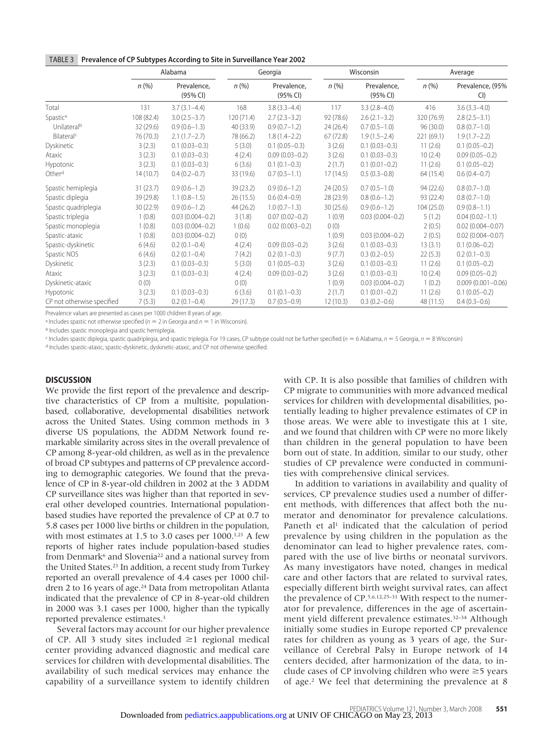TABLE 3 **Prevalence of CP Subtypes According to Site in Surveillance Year 2002**

| | Alabama | | Georgia | | Wisconsin | | Average | |
|---|---|---|---|---|---|---|---|---|
| | n (%) | Prevalence, (95% CI) | n (%) | Prevalence, (95% CI) | n (%) | Prevalence, (95% CI) | n (%) | Prevalence, (95% CI) |
| Total | 131 | 3.7 (3.1–4.4) | 168 | 3.8 (3.3–4.4) | 117 | 3.3 (2.8–4.0) | 416 | 3.6 (3.3–4.0) |
| Spastic[a] | 108 (82.4) | 3.0 (2.5–3.7) | 120 (71.4) | 2.7 (2.3–3.2) | 92 (78.6) | 2.6 (2.1–3.2) | 320 (76.9) | 2.8 (2.5–3.1) |
| Unilateral[b] | 32 (29.6) | 0.9 (0.6–1.3) | 40 (33.9) | 0.9 (0.7–1.2) | 24 (26.4) | 0.7 (0.5–1.0) | 96 (30.0) | 0.8 (0.7–1.0) |
| Bilateral[c] | 76 (70.3) | 2.1 (1.7–2.7) | 78 (66.2) | 1.8 (1.4–2.2) | 67 (72.8) | 1.9 (1.5–2.4) | 221 (69.1) | 1.9 (1.7–2.2) |
| Dyskinetic | 3 (2.3) | 0.1 (0.03–0.3) | 5 (3.0) | 0.1 (0.05–0.3) | 3 (2.6) | 0.1 (0.03–0.3) | 11 (2.6) | 0.1 (0.05–0.2) |
| Ataxic | 3 (2.3) | 0.1 (0.03–0.3) | 4 (2.4) | 0.09 (0.03–0.2) | 3 (2.6) | 0.1 (0.03–0.3) | 10 (2.4) | 0.09 (0.05–0.2) |
| Hypotonic | 3 (2.3) | 0.1 (0.03–0.3) | 6 (3.6) | 0.1 (0.1–0.3) | 2 (1.7) | 0.1 (0.01–0.2) | 11 (2.6) | 0.1 (0.05–0.2) |
| Other[d] | 14 (10.7) | 0.4 (0.2–0.7) | 33 (19.6) | 0.7 (0.5–1.1) | 17 (14.5) | 0.5 (0.3–0.8) | 64 (15.4) | 0.6 (0.4–0.7) |
| Spastic hemiplegia | 31 (23.7) | 0.9 (0.6–1.2) | 39 (23.2) | 0.9 (0.6–1.2) | 24 (20.5) | 0.7 (0.5–1.0) | 94 (22.6) | 0.8 (0.7–1.0) |
| Spastic diplegia | 39 (29.8) | 1.1 (0.8–1.5) | 26 (15.5) | 0.6 (0.4–0.9) | 28 (23.9) | 0.8 (0.6–1.2) | 93 (22.4) | 0.8 (0.7–1.0) |
| Spastic quadriplegia | 30 (22.9) | 0.9 (0.6–1.2) | 44 (26.2) | 1.0 (0.7–1.3) | 30 (25.6) | 0.9 (0.6–1.2) | 104 (25.0) | 0.9 (0.8–1.1) |
| Spastic triplegia | 1 (0.8) | 0.03 (0.004–0.2) | 3 (1.8) | 0.07 (0.02–0.2) | 1 (0.9) | 0.03 (0.004–0.2) | 5 (1.2) | 0.04 (0.02–1.1) |
| Spastic monoplegia | 1 (0.8) | 0.03 (0.004–0.2) | 1 (0.6) | 0.02 (0.003–0.2) | 0 (0) | | 2 (0.5) | 0.02 (0.004–0.07) |
| Spastic-ataxic | 1 (0.8) | 0.03 (0.004–0.2) | 0 (0) | | 1 (0.9) | 0.03 (0.004–0.2) | 2 (0.5) | 0.02 (0.004–0.07) |
| Spastic-dyskinetic | 6 (4.6) | 0.2 (0.1–0.4) | 4 (2.4) | 0.09 (0.03–0.2) | 3 (2.6) | 0.1 (0.03–0.3) | 13 (3.1) | 0.1 (0.06–0.2) |
| Spastic NOS | 6 (4.6) | 0.2 (0.1–0.4) | 7 (4.2) | 0.2 (0.1–0.3) | 9 (7.7) | 0.3 (0.2–0.5) | 22 (5.3) | 0.2 (0.1–0.3) |
| Dyskinetic | 3 (2.3) | 0.1 (0.03–0.3) | 5 (3.0) | 0.1 (0.05–0.3) | 3 (2.6) | 0.1 (0.03–0.3) | 11 (2.6) | 0.1 (0.05–0.2) |
| Ataxic | 3 (2.3) | 0.1 (0.03–0.3) | 4 (2.4) | 0.09 (0.03–0.2) | 3 (2.6) | 0.1 (0.03–0.3) | 10 (2.4) | 0.09 (0.05–0.2) |
| Dyskinetic-ataxic | 0 (0) | | 0 (0) | | 1 (0.9) | 0.03 (0.004–0.2) | 1 (0.2) | 0.009 (0.001–0.06) |
| Hypotonic | 3 (2.3) | 0.1 (0.03–0.3) | 6 (3.6) | 0.1 (0.1–0.3) | 2 (1.7) | 0.1 (0.01–0.2) | 11 (2.6) | 0.1 (0.05–0.2) |
| CP not otherwise specified | 7 (5.3) | 0.2 (0.1–0.4) | 29 (17.3) | 0.7 (0.5–0.9) | 12 (10.3) | 0.3 (0.2–0.6) | 48 (11.5) | 0.4 (0.3–0.6) |

Prevalence values are presented as cases per 1000 children 8 years of age.

[a] Includes spastic not otherwise specified ($n = 2$ in Georgia and $n = 1$ in Wisconsin).

[b] Includes spastic monoplegia and spastic hemiplegia.

[c] Includes spastic diplegia, spastic quadriplegia, and spastic triplegia. For 19 cases, CP subtype could not be further specified ($n = 6$ Alabama, $n = 5$ Georgia, $n = 8$ Wisconsin)

[d] Includes spastic-ataxic, spastic-dyskinetic, dyskinetic-ataxic, and CP not otherwise specified.

## DISCUSSION

We provide the first report of the prevalence and descriptive characteristics of CP from a multisite, population-based, collaborative, developmental disabilities network across the United States. Using common methods in 3 diverse US populations, the ADDM Network found remarkable similarity across sites in the overall prevalence of CP among 8-year-old children, as well as in the prevalence of broad CP subtypes and patterns of CP prevalence according to demographic categories. We found that the prevalence of CP in 8-year-old children in 2002 at the 3 ADDM CP surveillance sites was higher than that reported in several other developed countries. International population-based studies have reported the prevalence of CP at 0.7 to 5.8 cases per 1000 live births or children in the population, with most estimates at 1.5 to 3.0 cases per 1000.[1,21] A few reports of higher rates include population-based studies from Denmark[6] and Slovenia[22] and a national survey from the United States.[23] In addition, a recent study from Turkey reported an overall prevalence of 4.4 cases per 1000 children 2 to 16 years of age.[24] Data from metropolitan Atlanta indicated that the prevalence of CP in 8-year-old children in 2000 was 3.1 cases per 1000, higher than the typically reported prevalence estimates.[3]

Several factors may account for our higher prevalence of CP. All 3 study sites included ≥1 regional medical center providing advanced diagnostic and medical care services for children with developmental disabilities. The availability of such medical services may enhance the capability of a surveillance system to identify children with CP. It is also possible that families of children with CP migrate to communities with more advanced medical services for children with developmental disabilities, potentially leading to higher prevalence estimates of CP in those areas. We were able to investigate this at 1 site, and we found that children with CP were no more likely than children in the general population to have been born out of state. In addition, similar to our study, other studies of CP prevalence were conducted in communities with comprehensive clinical services.

In addition to variations in availability and quality of services, CP prevalence studies used a number of different methods, with differences that affect both the numerator and denominator for prevalence calculations. Paneth et al[1] indicated that the calculation of period prevalence by using children in the population as the denominator can lead to higher prevalence rates, compared with the use of live births or neonatal survivors. As many investigators have noted, changes in medical care and other factors that are related to survival rates, especially different birth weight survival rates, can affect the prevalence of CP.[5,6,12,25–31] With respect to the numerator for prevalence, differences in the age of ascertainment yield different prevalence estimates.[32–34] Although initially some studies in Europe reported CP prevalence rates for children as young as 3 years of age, the Surveillance of Cerebral Palsy in Europe network of 14 centers decided, after harmonization of the data, to include cases of CP involving children who were ≥5 years of age.[2] We feel that determining the prevalence at 8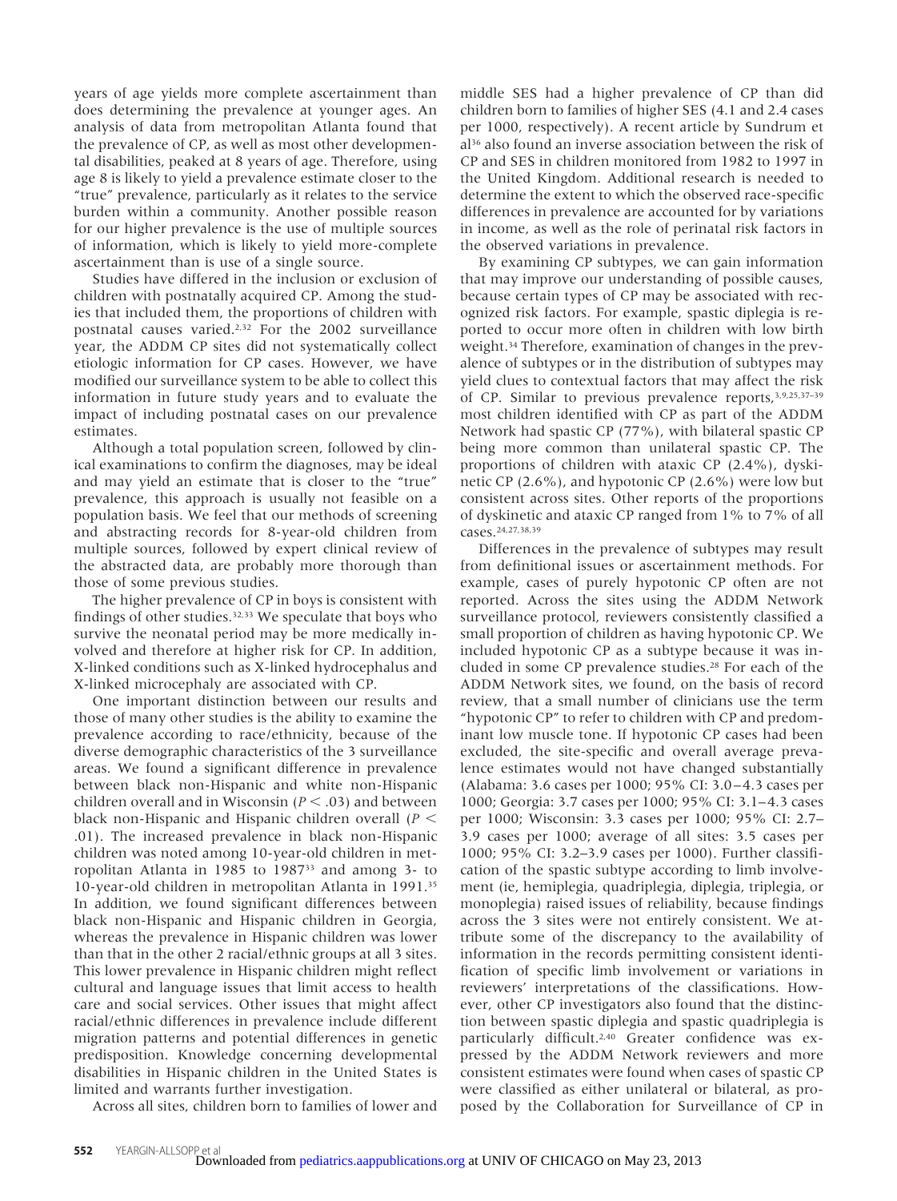years of age yields more complete ascertainment than does determining the prevalence at younger ages. An analysis of data from metropolitan Atlanta found that the prevalence of CP, as well as most other developmental disabilities, peaked at 8 years of age. Therefore, using age 8 is likely to yield a prevalence estimate closer to the "true" prevalence, particularly as it relates to the service burden within a community. Another possible reason for our higher prevalence is the use of multiple sources of information, which is likely to yield more-complete ascertainment than is use of a single source.

Studies have differed in the inclusion or exclusion of children with postnatally acquired CP. Among the studies that included them, the proportions of children with postnatal causes varied.[2,32] For the 2002 surveillance year, the ADDM CP sites did not systematically collect etiologic information for CP cases. However, we have modified our surveillance system to be able to collect this information in future study years and to evaluate the impact of including postnatal cases on our prevalence estimates.

Although a total population screen, followed by clinical examinations to confirm the diagnoses, may be ideal and may yield an estimate that is closer to the "true" prevalence, this approach is usually not feasible on a population basis. We feel that our methods of screening and abstracting records for 8-year-old children from multiple sources, followed by expert clinical review of the abstracted data, are probably more thorough than those of some previous studies.

The higher prevalence of CP in boys is consistent with findings of other studies.[32,33] We speculate that boys who survive the neonatal period may be more medically involved and therefore at higher risk for CP. In addition, X-linked conditions such as X-linked hydrocephalus and X-linked microcephaly are associated with CP.

One important distinction between our results and those of many other studies is the ability to examine the prevalence according to race/ethnicity, because of the diverse demographic characteristics of the 3 surveillance areas. We found a significant difference in prevalence between black non-Hispanic and white non-Hispanic children overall and in Wisconsin ($P < .03$) and between black non-Hispanic and Hispanic children overall ($P < .01$). The increased prevalence in black non-Hispanic children was noted among 10-year-old children in metropolitan Atlanta in 1985 to 1987[33] and among 3- to 10-year-old children in metropolitan Atlanta in 1991.[35] In addition, we found significant differences between black non-Hispanic and Hispanic children in Georgia, whereas the prevalence in Hispanic children was lower than that in the other 2 racial/ethnic groups at all 3 sites. This lower prevalence in Hispanic children might reflect cultural and language issues that limit access to health care and social services. Other issues that might affect racial/ethnic differences in prevalence include different migration patterns and potential differences in genetic predisposition. Knowledge concerning developmental disabilities in Hispanic children in the United States is limited and warrants further investigation.

Across all sites, children born to families of lower and middle SES had a higher prevalence of CP than did children born to families of higher SES (4.1 and 2.4 cases per 1000, respectively). A recent article by Sundrum et al[36] also found an inverse association between the risk of CP and SES in children monitored from 1982 to 1997 in the United Kingdom. Additional research is needed to determine the extent to which the observed race-specific differences in prevalence are accounted for by variations in income, as well as the role of perinatal risk factors in the observed variations in prevalence.

By examining CP subtypes, we can gain information that may improve our understanding of possible causes, because certain types of CP may be associated with recognized risk factors. For example, spastic diplegia is reported to occur more often in children with low birth weight.[34] Therefore, examination of changes in the prevalence of subtypes or in the distribution of subtypes may yield clues to contextual factors that may affect the risk of CP. Similar to previous prevalence reports,[3,9,25,37–39] most children identified with CP as part of the ADDM Network had spastic CP (77%), with bilateral spastic CP being more common than unilateral spastic CP. The proportions of children with ataxic CP (2.4%), dyskinetic CP (2.6%), and hypotonic CP (2.6%) were low but consistent across sites. Other reports of the proportions of dyskinetic and ataxic CP ranged from 1% to 7% of all cases.[24,27,38,39]

Differences in the prevalence of subtypes may result from definitional issues or ascertainment methods. For example, cases of purely hypotonic CP often are not reported. Across the sites using the ADDM Network surveillance protocol, reviewers consistently classified a small proportion of children as having hypotonic CP. We included hypotonic CP as a subtype because it was included in some CP prevalence studies.[28] For each of the ADDM Network sites, we found, on the basis of record review, that a small number of clinicians use the term "hypotonic CP" to refer to children with CP and predominant low muscle tone. If hypotonic CP cases had been excluded, the site-specific and overall average prevalence estimates would not have changed substantially (Alabama: 3.6 cases per 1000; 95% CI: 3.0–4.3 cases per 1000; Georgia: 3.7 cases per 1000; 95% CI: 3.1–4.3 cases per 1000; Wisconsin: 3.3 cases per 1000; 95% CI: 2.7–3.9 cases per 1000; average of all sites: 3.5 cases per 1000; 95% CI: 3.2–3.9 cases per 1000). Further classification of the spastic subtype according to limb involvement (ie, hemiplegia, quadriplegia, diplegia, triplegia, or monoplegia) raised issues of reliability, because findings across the 3 sites were not entirely consistent. We attribute some of the discrepancy to the availability of information in the records permitting consistent identification of specific limb involvement or variations in reviewers' interpretations of the classifications. However, other CP investigators also found that the distinction between spastic diplegia and spastic quadriplegia is particularly difficult.[2,40] Greater confidence was expressed by the ADDM Network reviewers and more consistent estimates were found when cases of spastic CP were classified as either unilateral or bilateral, as proposed by the Collaboration for Surveillance of CP in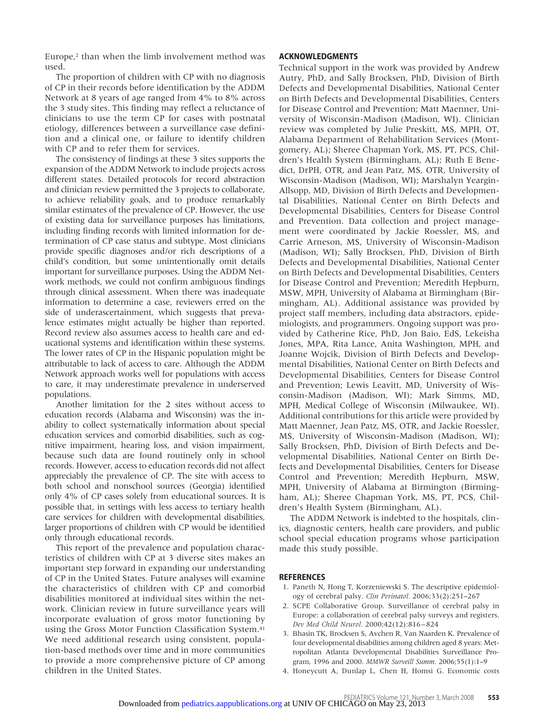Europe,[2] than when the limb involvement method was used.

The proportion of children with CP with no diagnosis of CP in their records before identification by the ADDM Network at 8 years of age ranged from 4% to 8% across the 3 study sites. This finding may reflect a reluctance of clinicians to use the term CP for cases with postnatal etiology, differences between a surveillance case definition and a clinical one, or failure to identify children with CP and to refer them for services.

The consistency of findings at these 3 sites supports the expansion of the ADDM Network to include projects across different states. Detailed protocols for record abstraction and clinician review permitted the 3 projects to collaborate, to achieve reliability goals, and to produce remarkably similar estimates of the prevalence of CP. However, the use of existing data for surveillance purposes has limitations, including finding records with limited information for determination of CP case status and subtype. Most clinicians provide specific diagnoses and/or rich descriptions of a child's condition, but some unintentionally omit details important for surveillance purposes. Using the ADDM Network methods, we could not confirm ambiguous findings through clinical assessment. When there was inadequate information to determine a case, reviewers erred on the side of underascertainment, which suggests that prevalence estimates might actually be higher than reported. Record review also assumes access to health care and educational systems and identification within these systems. The lower rates of CP in the Hispanic population might be attributable to lack of access to care. Although the ADDM Network approach works well for populations with access to care, it may underestimate prevalence in underserved populations.

Another limitation for the 2 sites without access to education records (Alabama and Wisconsin) was the inability to collect systematically information about special education services and comorbid disabilities, such as cognitive impairment, hearing loss, and vision impairment, because such data are found routinely only in school records. However, access to education records did not affect appreciably the prevalence of CP. The site with access to both school and nonschool sources (Georgia) identified only 4% of CP cases solely from educational sources. It is possible that, in settings with less access to tertiary health care services for children with developmental disabilities, larger proportions of children with CP would be identified only through educational records.

This report of the prevalence and population characteristics of children with CP at 3 diverse sites makes an important step forward in expanding our understanding of CP in the United States. Future analyses will examine the characteristics of children with CP and comorbid disabilities monitored at individual sites within the network. Clinician review in future surveillance years will incorporate evaluation of gross motor functioning by using the Gross Motor Function Classification System.[41] We need additional research using consistent, population-based methods over time and in more communities to provide a more comprehensive picture of CP among children in the United States.

## ACKNOWLEDGMENTS

Technical support in the work was provided by Andrew Autry, PhD, and Sally Brocksen, PhD, Division of Birth Defects and Developmental Disabilities, National Center on Birth Defects and Developmental Disabilities, Centers for Disease Control and Prevention; Matt Maenner, University of Wisconsin-Madison (Madison, WI). Clinician review was completed by Julie Preskitt, MS, MPH, OT, Alabama Department of Rehabilitation Services (Montgomery, AL); Sheree Chapman York, MS, PT, PCS, Children's Health System (Birmingham, AL); Ruth E Benedict, DrPH, OTR, and Jean Patz, MS, OTR, University of Wisconsin-Madison (Madison, WI); Marshalyn Yeargin-Allsopp, MD, Division of Birth Defects and Developmental Disabilities, National Center on Birth Defects and Developmental Disabilities, Centers for Disease Control and Prevention. Data collection and project management were coordinated by Jackie Roessler, MS, and Carrie Arneson, MS, University of Wisconsin-Madison (Madison, WI); Sally Brocksen, PhD, Division of Birth Defects and Developmental Disabilities, National Center on Birth Defects and Developmental Disabilities, Centers for Disease Control and Prevention; Meredith Hepburn, MSW, MPH, University of Alabama at Birmingham (Birmingham, AL). Additional assistance was provided by project staff members, including data abstractors, epidemiologists, and programmers. Ongoing support was provided by Catherine Rice, PhD, Jon Baio, EdS, Lekeisha Jones, MPA, Rita Lance, Anita Washington, MPH, and Joanne Wojcik, Division of Birth Defects and Developmental Disabilities, National Center on Birth Defects and Developmental Disabilities, Centers for Disease Control and Prevention; Lewis Leavitt, MD, University of Wisconsin-Madison (Madison, WI); Mark Simms, MD, MPH, Medical College of Wisconsin (Milwaukee, WI). Additional contributions for this article were provided by Matt Maenner, Jean Patz, MS, OTR, and Jackie Roessler, MS, University of Wisconsin-Madison (Madison, WI); Sally Brocksen, PhD, Division of Birth Defects and Developmental Disabilities, National Center on Birth Defects and Developmental Disabilities, Centers for Disease Control and Prevention; Meredith Hepburn, MSW, MPH, University of Alabama at Birmington (Birmingham, AL); Sheree Chapman York, MS, PT, PCS, Children's Health System (Birmingham, AL).

The ADDM Network is indebted to the hospitals, clinics, diagnostic centers, health care providers, and public school special education programs whose participation made this study possible.

## REFERENCES

1. Paneth N, Hong T, Korzeniewski S. The descriptive epidemiology of cerebral palsy. *Clin Perinatol.* 2006;33(2):251–267
2. SCPE Collaborative Group. Surveillance of cerebral palsy in Europe: a collaboration of cerebral palsy surveys and registers. *Dev Med Child Neurol.* 2000;42(12):816–824
3. Bhasin TK, Brocksen S, Avchen R, Van Naarden K. Prevalence of four developmental disabilities among children aged 8 years: Metropolitan Atlanta Developmental Disabilities Surveillance Program, 1996 and 2000. *MMWR Surveill Summ.* 2006;55(1):1–9
4. Honeycutt A, Dunlap L, Chen H, Homsi G. Economic costs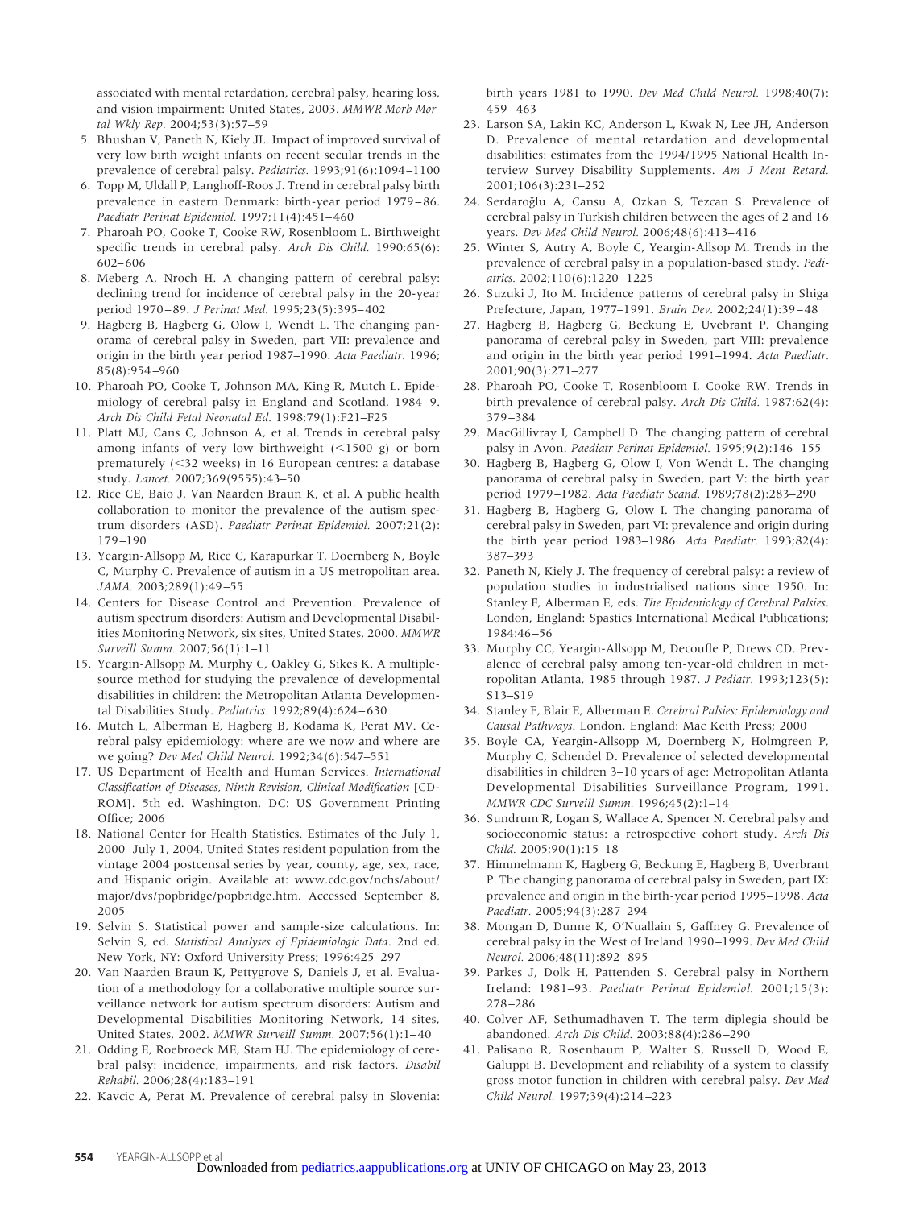associated with mental retardation, cerebral palsy, hearing loss, and vision impairment: United States, 2003. *MMWR Morb Mortal Wkly Rep.* 2004;53(3):57–59

5. Bhushan V, Paneth N, Kiely JL. Impact of improved survival of very low birth weight infants on recent secular trends in the prevalence of cerebral palsy. *Pediatrics.* 1993;91(6):1094–1100
6. Topp M, Uldall P, Langhoff-Roos J. Trend in cerebral palsy birth prevalence in eastern Denmark: birth-year period 1979–86. *Paediatr Perinat Epidemiol.* 1997;11(4):451–460
7. Pharoah PO, Cooke T, Cooke RW, Rosenbloom L. Birthweight specific trends in cerebral palsy. *Arch Dis Child.* 1990;65(6): 602–606
8. Meberg A, Nroch H. A changing pattern of cerebral palsy: declining trend for incidence of cerebral palsy in the 20-year period 1970–89. *J Perinat Med.* 1995;23(5):395–402
9. Hagberg B, Hagberg G, Olow I, Wendt L. The changing panorama of cerebral palsy in Sweden, part VII: prevalence and origin in the birth year period 1987–1990. *Acta Paediatr.* 1996; 85(8):954–960
10. Pharoah PO, Cooke T, Johnson MA, King R, Mutch L. Epidemiology of cerebral palsy in England and Scotland, 1984–9. *Arch Dis Child Fetal Neonatal Ed.* 1998;79(1):F21–F25
11. Platt MJ, Cans C, Johnson A, et al. Trends in cerebral palsy among infants of very low birthweight (<1500 g) or born prematurely (<32 weeks) in 16 European centres: a database study. *Lancet.* 2007;369(9555):43–50
12. Rice CE, Baio J, Van Naarden Braun K, et al. A public health collaboration to monitor the prevalence of the autism spectrum disorders (ASD). *Paediatr Perinat Epidemiol.* 2007;21(2): 179–190
13. Yeargin-Allsopp M, Rice C, Karapurkar T, Doernberg N, Boyle C, Murphy C. Prevalence of autism in a US metropolitan area. *JAMA.* 2003;289(1):49–55
14. Centers for Disease Control and Prevention. Prevalence of autism spectrum disorders: Autism and Developmental Disabilities Monitoring Network, six sites, United States, 2000. *MMWR Surveill Summ.* 2007;56(1):1–11
15. Yeargin-Allsopp M, Murphy C, Oakley G, Sikes K. A multiple-source method for studying the prevalence of developmental disabilities in children: the Metropolitan Atlanta Developmental Disabilities Study. *Pediatrics.* 1992;89(4):624–630
16. Mutch L, Alberman E, Hagberg B, Kodama K, Perat MV. Cerebral palsy epidemiology: where are we now and where are we going? *Dev Med Child Neurol.* 1992;34(6):547–551
17. US Department of Health and Human Services. *International Classification of Diseases, Ninth Revision, Clinical Modification* [CD-ROM]. 5th ed. Washington, DC: US Government Printing Office; 2006
18. National Center for Health Statistics. Estimates of the July 1, 2000–July 1, 2004, United States resident population from the vintage 2004 postcensal series by year, county, age, sex, race, and Hispanic origin. Available at: www.cdc.gov/nchs/about/major/dvs/popbridge/popbridge.htm. Accessed September 8, 2005
19. Selvin S. Statistical power and sample-size calculations. In: Selvin S, ed. *Statistical Analyses of Epidemiologic Data*. 2nd ed. New York, NY: Oxford University Press; 1996:425–297
20. Van Naarden Braun K, Pettygrove S, Daniels J, et al. Evaluation of a methodology for a collaborative multiple source surveillance network for autism spectrum disorders: Autism and Developmental Disabilities Monitoring Network, 14 sites, United States, 2002. *MMWR Surveill Summ.* 2007;56(1):1–40
21. Odding E, Roebroeck ME, Stam HJ. The epidemiology of cerebral palsy: incidence, impairments, and risk factors. *Disabil Rehabil.* 2006;28(4):183–191
22. Kavcic A, Perat M. Prevalence of cerebral palsy in Slovenia: birth years 1981 to 1990. *Dev Med Child Neurol.* 1998;40(7): 459–463
23. Larson SA, Lakin KC, Anderson L, Kwak N, Lee JH, Anderson D. Prevalence of mental retardation and developmental disabilities: estimates from the 1994/1995 National Health Interview Survey Disability Supplements. *Am J Ment Retard.* 2001;106(3):231–252
24. Serdaroğlu A, Cansu A, Ozkan S, Tezcan S. Prevalence of cerebral palsy in Turkish children between the ages of 2 and 16 years. *Dev Med Child Neurol.* 2006;48(6):413–416
25. Winter S, Autry A, Boyle C, Yeargin-Allsopp M. Trends in the prevalence of cerebral palsy in a population-based study. *Pediatrics.* 2002;110(6):1220–1225
26. Suzuki J, Ito M. Incidence patterns of cerebral palsy in Shiga Prefecture, Japan, 1977–1991. *Brain Dev.* 2002;24(1):39–48
27. Hagberg B, Hagberg G, Beckung E, Uvebrant P. Changing panorama of cerebral palsy in Sweden, part VIII: prevalence and origin in the birth year period 1991–1994. *Acta Paediatr.* 2001;90(3):271–277
28. Pharoah PO, Cooke T, Rosenbloom I, Cooke RW. Trends in birth prevalence of cerebral palsy. *Arch Dis Child.* 1987;62(4): 379–384
29. MacGillivray I, Campbell D. The changing pattern of cerebral palsy in Avon. *Paediatr Perinat Epidemiol.* 1995;9(2):146–155
30. Hagberg B, Hagberg G, Olow I, Von Wendt L. The changing panorama of cerebral palsy in Sweden, part V: the birth year period 1979–1982. *Acta Paediatr Scand.* 1989;78(2):283–290
31. Hagberg B, Hagberg G, Olow I. The changing panorama of cerebral palsy in Sweden, part VI: prevalence and origin during the birth year period 1983–1986. *Acta Paediatr.* 1993;82(4): 387–393
32. Paneth N, Kiely J. The frequency of cerebral palsy: a review of population studies in industrialised nations since 1950. In: Stanley F, Alberman E, eds. *The Epidemiology of Cerebral Palsies*. London, England: Spastics International Medical Publications; 1984:46–56
33. Murphy CC, Yeargin-Allsopp M, Decoufle P, Drews CD. Prevalence of cerebral palsy among ten-year-old children in metropolitan Atlanta, 1985 through 1987. *J Pediatr.* 1993;123(5): S13–S19
34. Stanley F, Blair E, Alberman E. *Cerebral Palsies: Epidemiology and Causal Pathways*. London, England: Mac Keith Press; 2000
35. Boyle CA, Yeargin-Allsopp M, Doernberg N, Holmgreen P, Murphy C, Schendel D. Prevalence of selected developmental disabilities in children 3–10 years of age: Metropolitan Atlanta Developmental Disabilities Surveillance Program, 1991. *MMWR CDC Surveill Summ.* 1996;45(2):1–14
36. Sundrum R, Logan S, Wallace A, Spencer N. Cerebral palsy and socioeconomic status: a retrospective cohort study. *Arch Dis Child.* 2005;90(1):15–18
37. Himmelmann K, Hagberg G, Beckung E, Hagberg B, Uverbrant P. The changing panorama of cerebral palsy in Sweden, part IX: prevalence and origin in the birth-year period 1995–1998. *Acta Paediatr.* 2005;94(3):287–294
38. Mongan D, Dunne K, O'Nuallain S, Gaffney G. Prevalence of cerebral palsy in the West of Ireland 1990–1999. *Dev Med Child Neurol.* 2006;48(11):892–895
39. Parkes J, Dolk H, Pattenden S. Cerebral palsy in Northern Ireland: 1981–93. *Paediatr Perinat Epidemiol.* 2001;15(3): 278–286
40. Colver AF, Sethumadhaven T. The term diplegia should be abandoned. *Arch Dis Child.* 2003;88(4):286–290
41. Palisano R, Rosenbaum P, Walter S, Russell D, Wood E, Galuppi B. Development and reliability of a system to classify gross motor function in children with cerebral palsy. *Dev Med Child Neurol.* 1997;39(4):214–223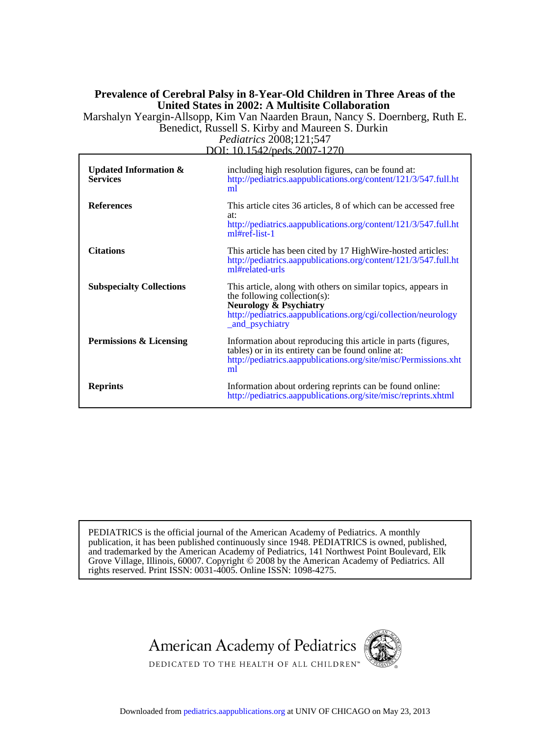**Prevalence of Cerebral Palsy in 8-Year-Old Children in Three Areas of the United States in 2002: A Multisite Collaboration**

Marshalyn Yeargin-Allsopp, Kim Van Naarden Braun, Nancy S. Doernberg, Ruth E. Benedict, Russell S. Kirby and Maureen S. Durkin

*Pediatrics* 2008;121;547

DOI: 10.1542/peds.2007-1270

| | |
|---|---|
| **Updated Information & Services** | including high resolution figures, can be found at: http://pediatrics.aappublications.org/content/121/3/547.full.html |
| **References** | This article cites 36 articles, 8 of which can be accessed free at: http://pediatrics.aappublications.org/content/121/3/547.full.html#ref-list-1 |
| **Citations** | This article has been cited by 17 HighWire-hosted articles: http://pediatrics.aappublications.org/content/121/3/547.full.html#related-urls |
| **Subspecialty Collections** | This article, along with others on similar topics, appears in the following collection(s): **Neurology & Psychiatry** http://pediatrics.aappublications.org/cgi/collection/neurology_and_psychiatry |
| **Permissions & Licensing** | Information about reproducing this article in parts (figures, tables) or in its entirety can be found online at: http://pediatrics.aappublications.org/site/misc/Permissions.xhtml |
| **Reprints** | Information about ordering reprints can be found online: http://pediatrics.aappublications.org/site/misc/reprints.xhtml |

PEDIATRICS is the official journal of the American Academy of Pediatrics. A monthly publication, it has been published continuously since 1948. PEDIATRICS is owned, published, and trademarked by the American Academy of Pediatrics, 141 Northwest Point Boulevard, Elk Grove Village, Illinois, 60007. Copyright © 2008 by the American Academy of Pediatrics. All rights reserved. Print ISSN: 0031-4005. Online ISSN: 1098-4275.

American Academy of Pediatrics

DEDICATED TO THE HEALTH OF ALL CHILDREN™

Downloaded from pediatrics.aappublications.org at UNIV OF CHICAGO on May 23, 2013